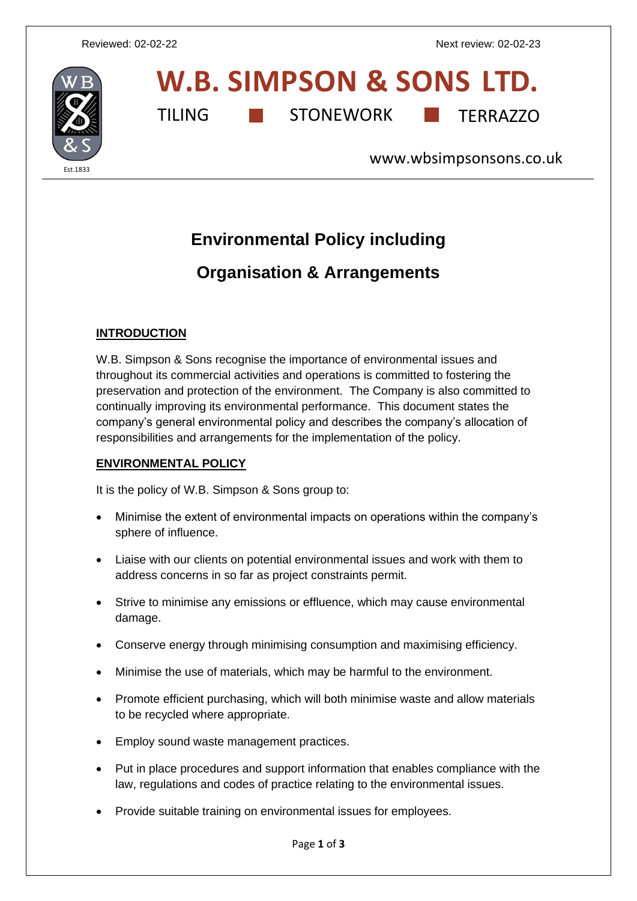Reviewed: 02-02-22 Next review: 02-02-23

# W.B. SIMPSON & SONS LTD.

TILING ■ STONEWORK ■ TERRAZZO

www.wbsimpsonsons.co.uk

## Environmental Policy including Organisation & Arrangements

### INTRODUCTION

W.B. Simpson & Sons recognise the importance of environmental issues and throughout its commercial activities and operations is committed to fostering the preservation and protection of the environment. The Company is also committed to continually improving its environmental performance. This document states the company's general environmental policy and describes the company's allocation of responsibilities and arrangements for the implementation of the policy.

### ENVIRONMENTAL POLICY

It is the policy of W.B. Simpson & Sons group to:

- Minimise the extent of environmental impacts on operations within the company's sphere of influence.
- Liaise with our clients on potential environmental issues and work with them to address concerns in so far as project constraints permit.
- Strive to minimise any emissions or effluence, which may cause environmental damage.
- Conserve energy through minimising consumption and maximising efficiency.
- Minimise the use of materials, which may be harmful to the environment.
- Promote efficient purchasing, which will both minimise waste and allow materials to be recycled where appropriate.
- Employ sound waste management practices.
- Put in place procedures and support information that enables compliance with the law, regulations and codes of practice relating to the environmental issues.
- Provide suitable training on environmental issues for employees.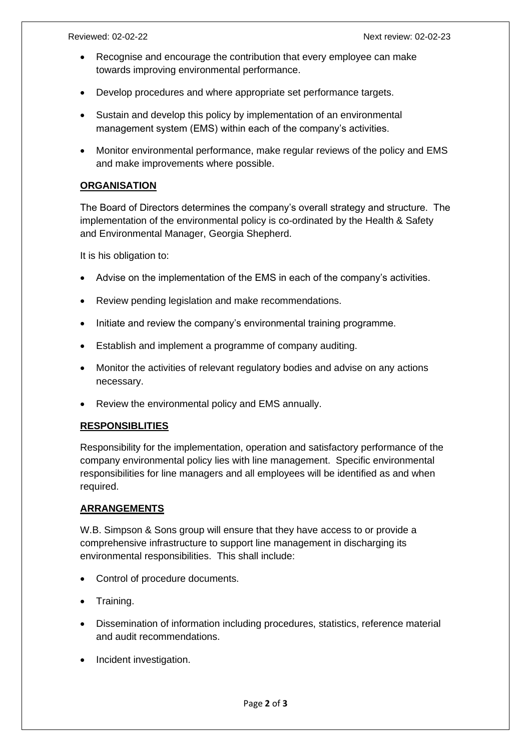- Recognise and encourage the contribution that every employee can make towards improving environmental performance.
- Develop procedures and where appropriate set performance targets.
- Sustain and develop this policy by implementation of an environmental management system (EMS) within each of the company's activities.
- Monitor environmental performance, make regular reviews of the policy and EMS and make improvements where possible.

## ORGANISATION

The Board of Directors determines the company's overall strategy and structure. The implementation of the environmental policy is co-ordinated by the Health & Safety and Environmental Manager, Georgia Shepherd.

It is his obligation to:

- Advise on the implementation of the EMS in each of the company's activities.
- Review pending legislation and make recommendations.
- Initiate and review the company's environmental training programme.
- Establish and implement a programme of company auditing.
- Monitor the activities of relevant regulatory bodies and advise on any actions necessary.
- Review the environmental policy and EMS annually.

## RESPONSIBLITIES

Responsibility for the implementation, operation and satisfactory performance of the company environmental policy lies with line management. Specific environmental responsibilities for line managers and all employees will be identified as and when required.

## ARRANGEMENTS

W.B. Simpson & Sons group will ensure that they have access to or provide a comprehensive infrastructure to support line management in discharging its environmental responsibilities. This shall include:

- Control of procedure documents.
- Training.
- Dissemination of information including procedures, statistics, reference material and audit recommendations.
- Incident investigation.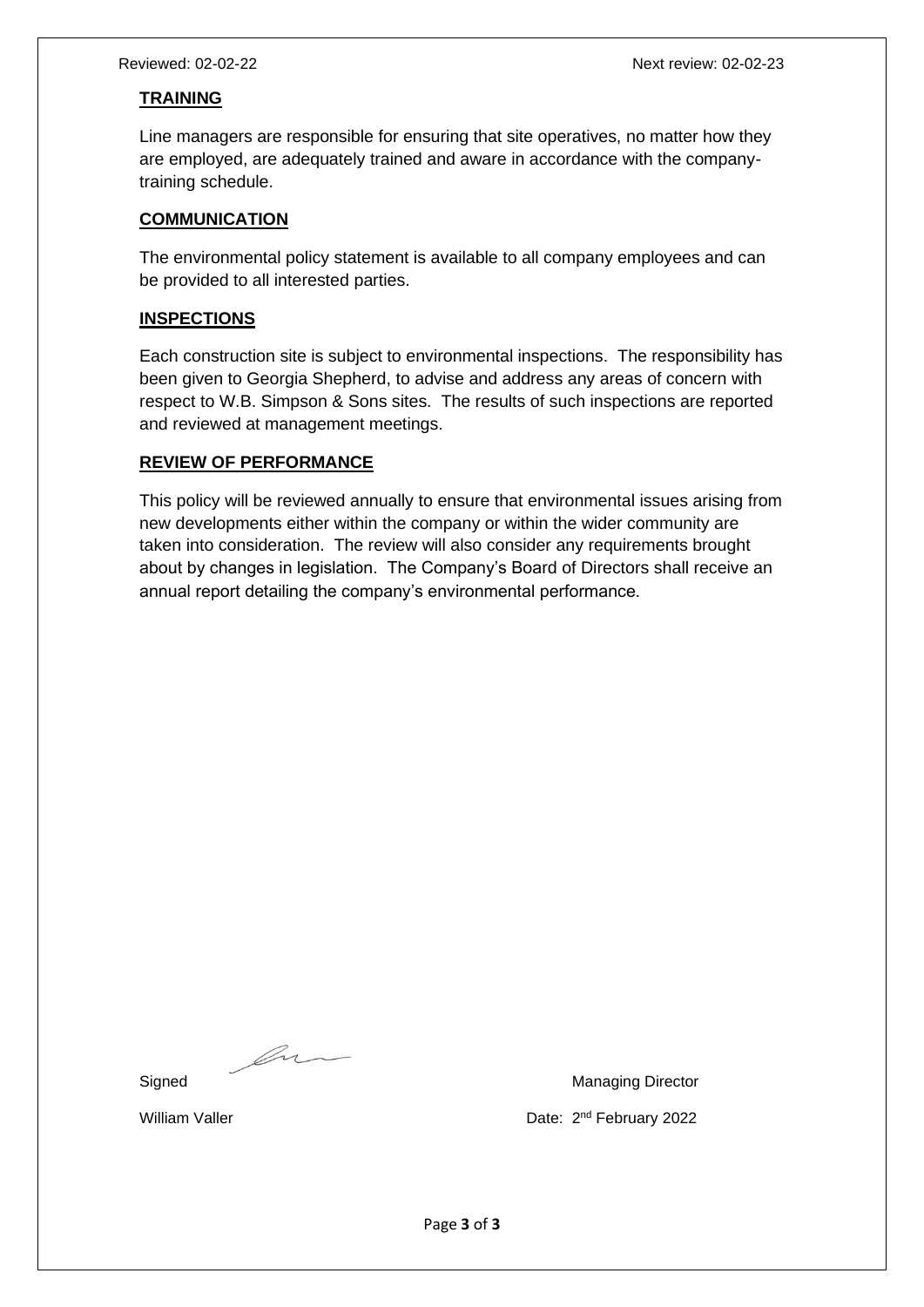Reviewed: 02-02-22 Next review: 02-02-23

## TRAINING

Line managers are responsible for ensuring that site operatives, no matter how they are employed, are adequately trained and aware in accordance with the company-training schedule.

## COMMUNICATION

The environmental policy statement is available to all company employees and can be provided to all interested parties.

## INSPECTIONS

Each construction site is subject to environmental inspections. The responsibility has been given to Georgia Shepherd, to advise and address any areas of concern with respect to W.B. Simpson & Sons sites. The results of such inspections are reported and reviewed at management meetings.

## REVIEW OF PERFORMANCE

This policy will be reviewed annually to ensure that environmental issues arising from new developments either within the company or within the wider community are taken into consideration. The review will also consider any requirements brought about by changes in legislation. The Company's Board of Directors shall receive an annual report detailing the company's environmental performance.

Signed Managing Director

William Valler Date: 2nd February 2022